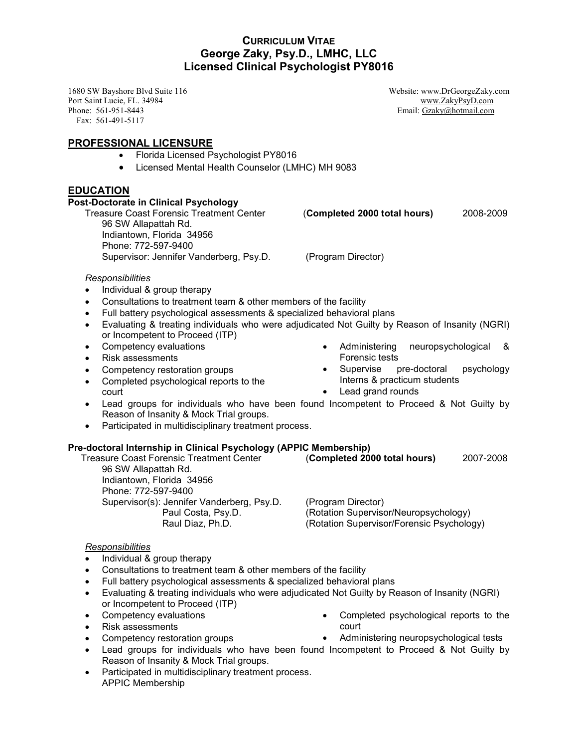# CURRICULUM VITAE
# George Zaky, Psy.D., LMHC, LLC
# Licensed Clinical Psychologist PY8016

1680 SW Bayshore Blvd Suite 116
Port Saint Lucie, FL. 34984
Phone: 561-951-8443
Fax: 561-491-5117

Website: www.DrGeorgeZaky.com
www.ZakyPsyD.com
Email: Gzaky@hotmail.com

## PROFESSIONAL LICENSURE

- Florida Licensed Psychologist PY8016
- Licensed Mental Health Counselor (LMHC) MH 9083

## EDUCATION

### Post-Doctorate in Clinical Psychology

Treasure Coast Forensic Treatment Center (**Completed 2000 total hours**) 2008-2009
96 SW Allapattah Rd.
Indiantown, Florida 34956
Phone: 772-597-9400
Supervisor: Jennifer Vanderberg, Psy.D. (Program Director)

*Responsibilities*

- Individual & group therapy
- Consultations to treatment team & other members of the facility
- Full battery psychological assessments & specialized behavioral plans
- Evaluating & treating individuals who were adjudicated Not Guilty by Reason of Insanity (NGRI) or Incompetent to Proceed (ITP)
- Competency evaluations
- Risk assessments
- Competency restoration groups
- Completed psychological reports to the court
- Administering neuropsychological & Forensic tests
- Supervise pre-doctoral psychology Interns & practicum students
- Lead grand rounds
- Lead groups for individuals who have been found Incompetent to Proceed & Not Guilty by Reason of Insanity & Mock Trial groups.
- Participated in multidisciplinary treatment process.

### Pre-doctoral Internship in Clinical Psychology (APPIC Membership)

Treasure Coast Forensic Treatment Center (**Completed 2000 total hours**) 2007-2008
96 SW Allapattah Rd.
Indiantown, Florida 34956
Phone: 772-597-9400
Supervisor(s): Jennifer Vanderberg, Psy.D. (Program Director)
Paul Costa, Psy.D. (Rotation Supervisor/Neuropsychology)
Raul Diaz, Ph.D. (Rotation Supervisor/Forensic Psychology)

*Responsibilities*

- Individual & group therapy
- Consultations to treatment team & other members of the facility
- Full battery psychological assessments & specialized behavioral plans
- Evaluating & treating individuals who were adjudicated Not Guilty by Reason of Insanity (NGRI) or Incompetent to Proceed (ITP)
- Competency evaluations
- Risk assessments
- Competency restoration groups
- Completed psychological reports to the court
- Administering neuropsychological tests
- Lead groups for individuals who have been found Incompetent to Proceed & Not Guilty by Reason of Insanity & Mock Trial groups.
- Participated in multidisciplinary treatment process.
  APPIC Membership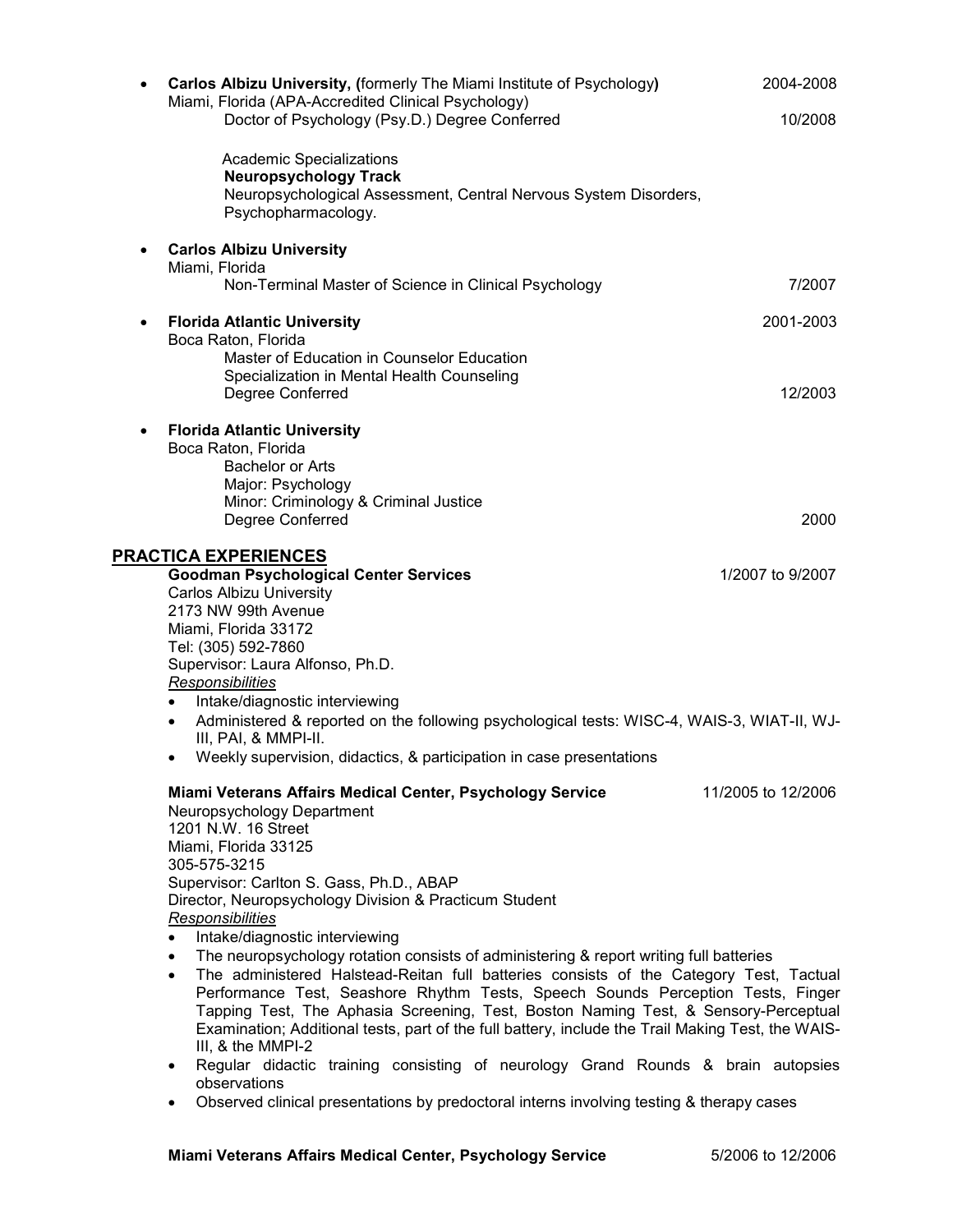- **Carlos Albizu University, (**formerly The Miami Institute of Psychology**)** 2004-2008
  Miami, Florida (APA-Accredited Clinical Psychology)
  Doctor of Psychology (Psy.D.) Degree Conferred 10/2008

  Academic Specializations
  **Neuropsychology Track**
  Neuropsychological Assessment, Central Nervous System Disorders, Psychopharmacology.

- **Carlos Albizu University**
  Miami, Florida
  Non-Terminal Master of Science in Clinical Psychology 7/2007

- **Florida Atlantic University** 2001-2003
  Boca Raton, Florida
  Master of Education in Counselor Education
  Specialization in Mental Health Counseling
  Degree Conferred 12/2003

- **Florida Atlantic University**
  Boca Raton, Florida
  Bachelor or Arts
  Major: Psychology
  Minor: Criminology & Criminal Justice
  Degree Conferred 2000

## PRACTICA EXPERIENCES

**Goodman Psychological Center Services** 1/2007 to 9/2007
Carlos Albizu University
2173 NW 99th Avenue
Miami, Florida 33172
Tel: (305) 592-7860
Supervisor: Laura Alfonso, Ph.D.
*Responsibilities*

- Intake/diagnostic interviewing
- Administered & reported on the following psychological tests: WISC-4, WAIS-3, WIAT-II, WJ-III, PAI, & MMPI-II.
- Weekly supervision, didactics, & participation in case presentations

**Miami Veterans Affairs Medical Center, Psychology Service** 11/2005 to 12/2006
Neuropsychology Department
1201 N.W. 16 Street
Miami, Florida 33125
305-575-3215
Supervisor: Carlton S. Gass, Ph.D., ABAP
Director, Neuropsychology Division & Practicum Student
*Responsibilities*

- Intake/diagnostic interviewing
- The neuropsychology rotation consists of administering & report writing full batteries
- The administered Halstead-Reitan full batteries consists of the Category Test, Tactual Performance Test, Seashore Rhythm Tests, Speech Sounds Perception Tests, Finger Tapping Test, The Aphasia Screening, Test, Boston Naming Test, & Sensory-Perceptual Examination; Additional tests, part of the full battery, include the Trail Making Test, the WAIS-III, & the MMPI-2
- Regular didactic training consisting of neurology Grand Rounds & brain autopsies observations
- Observed clinical presentations by predoctoral interns involving testing & therapy cases

**Miami Veterans Affairs Medical Center, Psychology Service** 5/2006 to 12/2006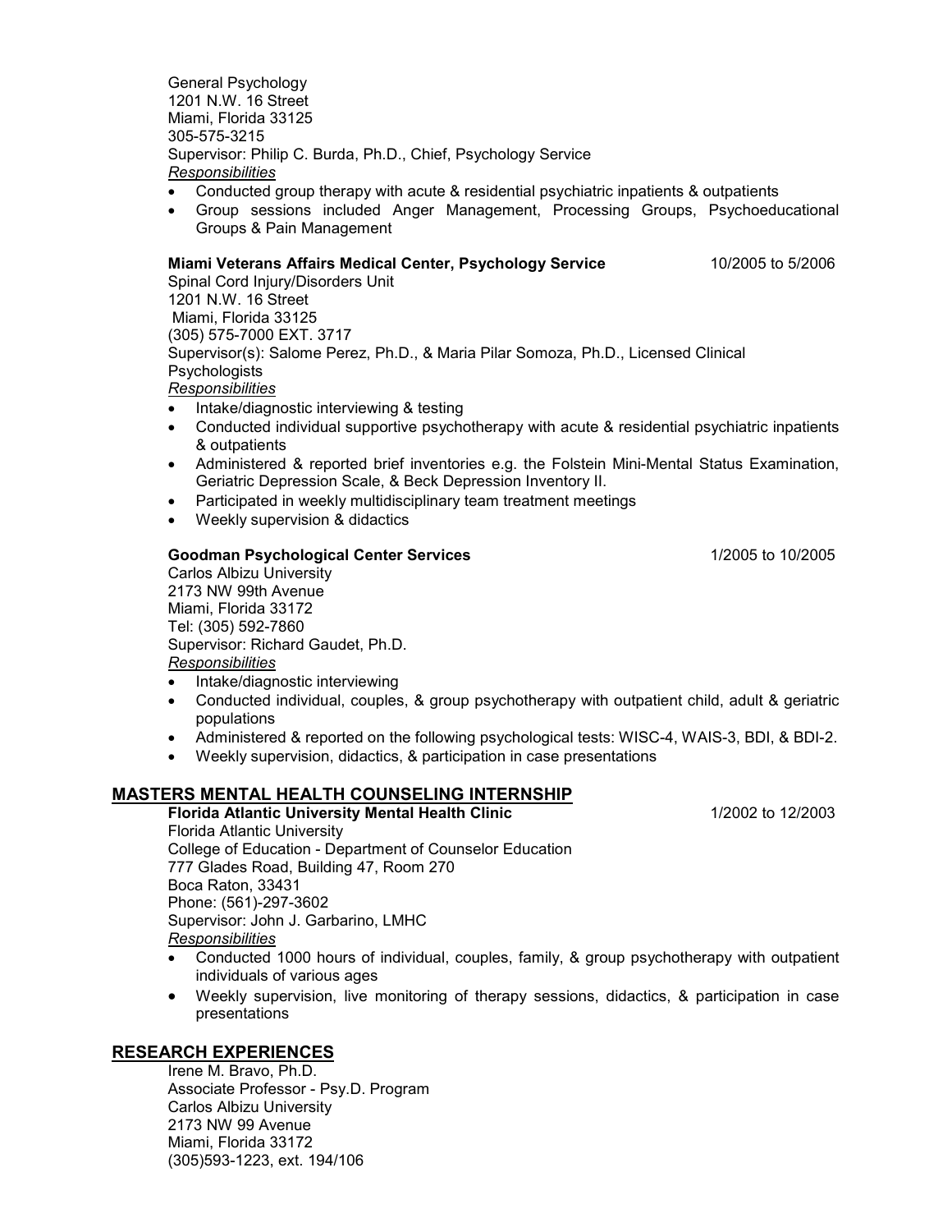General Psychology
1201 N.W. 16 Street
Miami, Florida 33125
305-575-3215
Supervisor: Philip C. Burda, Ph.D., Chief, Psychology Service
*Responsibilities*

- Conducted group therapy with acute & residential psychiatric inpatients & outpatients
- Group sessions included Anger Management, Processing Groups, Psychoeducational Groups & Pain Management

**Miami Veterans Affairs Medical Center, Psychology Service** 10/2005 to 5/2006
Spinal Cord Injury/Disorders Unit
1201 N.W. 16 Street
Miami, Florida 33125
(305) 575-7000 EXT. 3717
Supervisor(s): Salome Perez, Ph.D., & Maria Pilar Somoza, Ph.D., Licensed Clinical Psychologists
*Responsibilities*

- Intake/diagnostic interviewing & testing
- Conducted individual supportive psychotherapy with acute & residential psychiatric inpatients & outpatients
- Administered & reported brief inventories e.g. the Folstein Mini-Mental Status Examination, Geriatric Depression Scale, & Beck Depression Inventory II.
- Participated in weekly multidisciplinary team treatment meetings
- Weekly supervision & didactics

**Goodman Psychological Center Services** 1/2005 to 10/2005
Carlos Albizu University
2173 NW 99th Avenue
Miami, Florida 33172
Tel: (305) 592-7860
Supervisor: Richard Gaudet, Ph.D.
*Responsibilities*

- Intake/diagnostic interviewing
- Conducted individual, couples, & group psychotherapy with outpatient child, adult & geriatric populations
- Administered & reported on the following psychological tests: WISC-4, WAIS-3, BDI, & BDI-2.
- Weekly supervision, didactics, & participation in case presentations

## MASTERS MENTAL HEALTH COUNSELING INTERNSHIP

**Florida Atlantic University Mental Health Clinic** 1/2002 to 12/2003
Florida Atlantic University
College of Education - Department of Counselor Education
777 Glades Road, Building 47, Room 270
Boca Raton, 33431
Phone: (561)-297-3602
Supervisor: John J. Garbarino, LMHC
*Responsibilities*

- Conducted 1000 hours of individual, couples, family, & group psychotherapy with outpatient individuals of various ages
- Weekly supervision, live monitoring of therapy sessions, didactics, & participation in case presentations

## RESEARCH EXPERIENCES

Irene M. Bravo, Ph.D.
Associate Professor - Psy.D. Program
Carlos Albizu University
2173 NW 99 Avenue
Miami, Florida 33172
(305)593-1223, ext. 194/106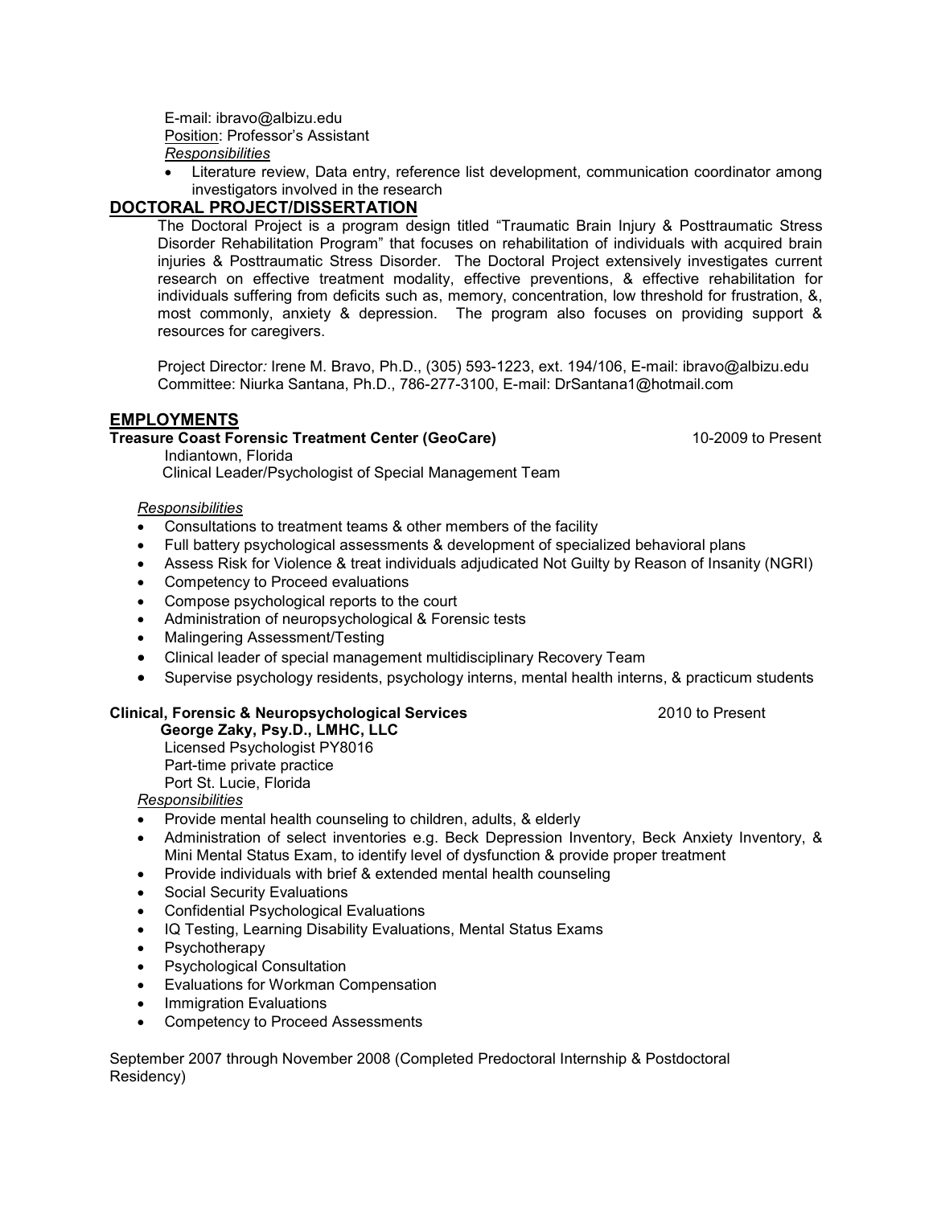E-mail: ibravo@albizu.edu
Position: Professor's Assistant
*Responsibilities*

- Literature review, Data entry, reference list development, communication coordinator among investigators involved in the research

## DOCTORAL PROJECT/DISSERTATION

The Doctoral Project is a program design titled "Traumatic Brain Injury & Posttraumatic Stress Disorder Rehabilitation Program" that focuses on rehabilitation of individuals with acquired brain injuries & Posttraumatic Stress Disorder. The Doctoral Project extensively investigates current research on effective treatment modality, effective preventions, & effective rehabilitation for individuals suffering from deficits such as, memory, concentration, low threshold for frustration, &, most commonly, anxiety & depression. The program also focuses on providing support & resources for caregivers.

Project Director: Irene M. Bravo, Ph.D., (305) 593-1223, ext. 194/106, E-mail: ibravo@albizu.edu
Committee: Niurka Santana, Ph.D., 786-277-3100, E-mail: DrSantana1@hotmail.com

## EMPLOYMENTS

**Treasure Coast Forensic Treatment Center (GeoCare)** 10-2009 to Present
Indiantown, Florida
Clinical Leader/Psychologist of Special Management Team

*Responsibilities*

- Consultations to treatment teams & other members of the facility
- Full battery psychological assessments & development of specialized behavioral plans
- Assess Risk for Violence & treat individuals adjudicated Not Guilty by Reason of Insanity (NGRI)
- Competency to Proceed evaluations
- Compose psychological reports to the court
- Administration of neuropsychological & Forensic tests
- Malingering Assessment/Testing
- Clinical leader of special management multidisciplinary Recovery Team
- Supervise psychology residents, psychology interns, mental health interns, & practicum students

**Clinical, Forensic & Neuropsychological Services** 2010 to Present
**George Zaky, Psy.D., LMHC, LLC**
Licensed Psychologist PY8016
Part-time private practice
Port St. Lucie, Florida
*Responsibilities*

- Provide mental health counseling to children, adults, & elderly
- Administration of select inventories e.g. Beck Depression Inventory, Beck Anxiety Inventory, & Mini Mental Status Exam, to identify level of dysfunction & provide proper treatment
- Provide individuals with brief & extended mental health counseling
- Social Security Evaluations
- Confidential Psychological Evaluations
- IQ Testing, Learning Disability Evaluations, Mental Status Exams
- Psychotherapy
- Psychological Consultation
- Evaluations for Workman Compensation
- Immigration Evaluations
- Competency to Proceed Assessments

September 2007 through November 2008 (Completed Predoctoral Internship & Postdoctoral Residency)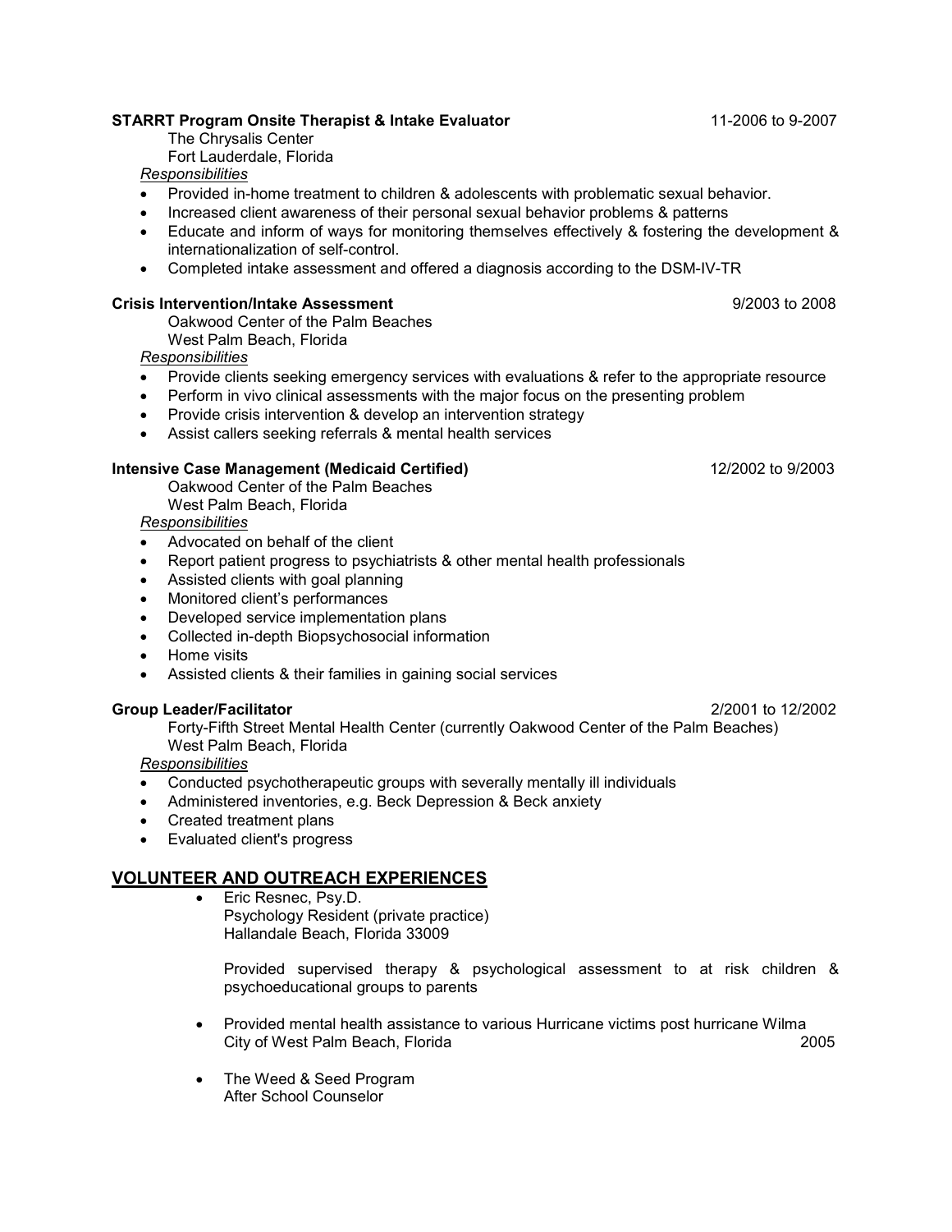**STARRT Program Onsite Therapist & Intake Evaluator** 11-2006 to 9-2007

The Chrysalis Center
Fort Lauderdale, Florida

*Responsibilities*

- Provided in-home treatment to children & adolescents with problematic sexual behavior.
- Increased client awareness of their personal sexual behavior problems & patterns
- Educate and inform of ways for monitoring themselves effectively & fostering the development & internationalization of self-control.
- Completed intake assessment and offered a diagnosis according to the DSM-IV-TR

**Crisis Intervention/Intake Assessment** 9/2003 to 2008

Oakwood Center of the Palm Beaches
West Palm Beach, Florida

*Responsibilities*

- Provide clients seeking emergency services with evaluations & refer to the appropriate resource
- Perform in vivo clinical assessments with the major focus on the presenting problem
- Provide crisis intervention & develop an intervention strategy
- Assist callers seeking referrals & mental health services

**Intensive Case Management (Medicaid Certified)** 12/2002 to 9/2003

Oakwood Center of the Palm Beaches
West Palm Beach, Florida

*Responsibilities*

- Advocated on behalf of the client
- Report patient progress to psychiatrists & other mental health professionals
- Assisted clients with goal planning
- Monitored client's performances
- Developed service implementation plans
- Collected in-depth Biopsychosocial information
- Home visits
- Assisted clients & their families in gaining social services

**Group Leader/Facilitator** 2/2001 to 12/2002

Forty-Fifth Street Mental Health Center (currently Oakwood Center of the Palm Beaches)
West Palm Beach, Florida

*Responsibilities*

- Conducted psychotherapeutic groups with severally mentally ill individuals
- Administered inventories, e.g. Beck Depression & Beck anxiety
- Created treatment plans
- Evaluated client's progress

## VOLUNTEER AND OUTREACH EXPERIENCES

- Eric Resnec, Psy.D.
  Psychology Resident (private practice)
  Hallandale Beach, Florida 33009

  Provided supervised therapy & psychological assessment to at risk children & psychoeducational groups to parents

- Provided mental health assistance to various Hurricane victims post hurricane Wilma
  City of West Palm Beach, Florida 2005

- The Weed & Seed Program
  After School Counselor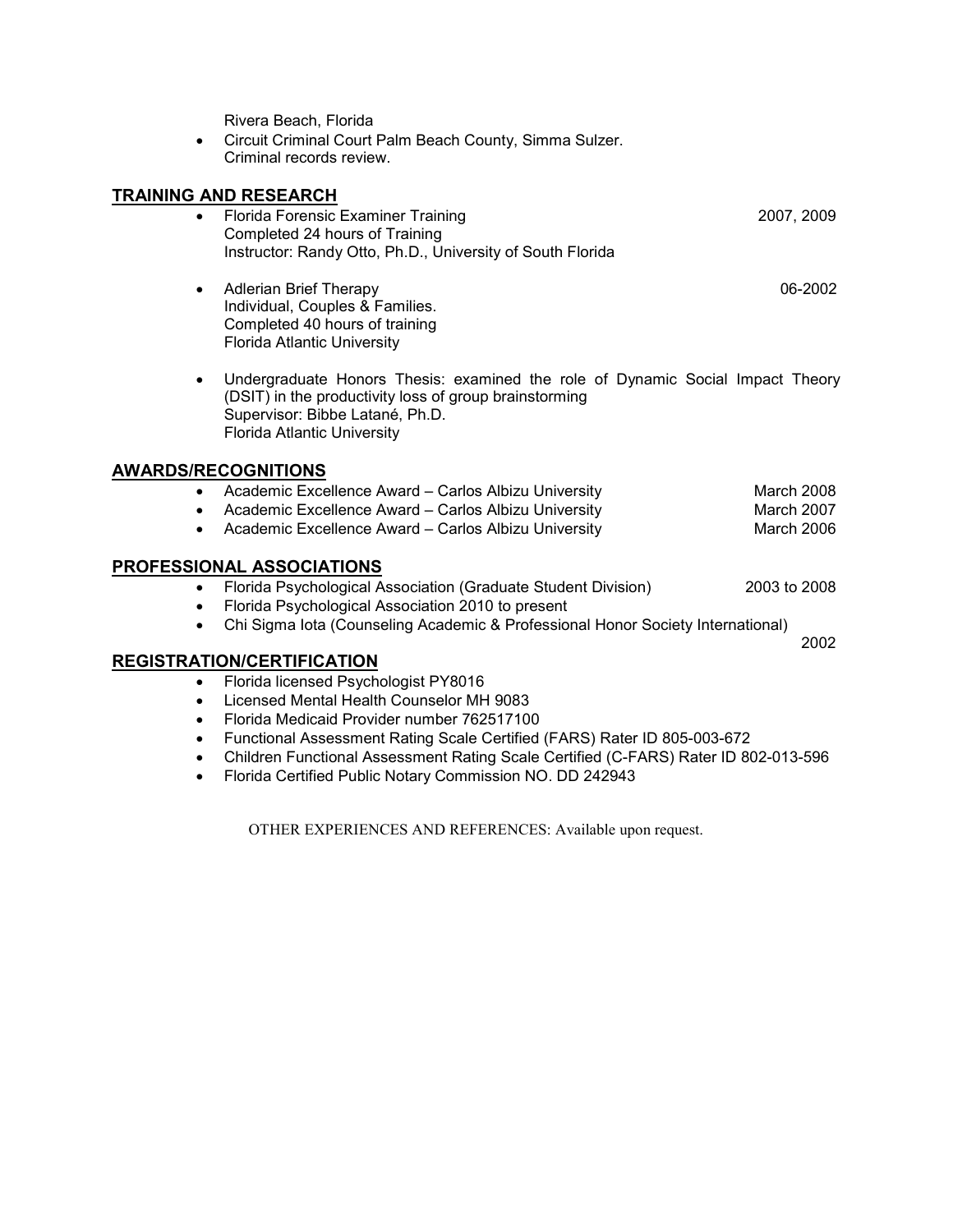Rivera Beach, Florida

- Circuit Criminal Court Palm Beach County, Simma Sulzer. Criminal records review.

## TRAINING AND RESEARCH

- Florida Forensic Examiner Training — 2007, 2009
  Completed 24 hours of Training
  Instructor: Randy Otto, Ph.D., University of South Florida

- Adlerian Brief Therapy — 06-2002
  Individual, Couples & Families.
  Completed 40 hours of training
  Florida Atlantic University

- Undergraduate Honors Thesis: examined the role of Dynamic Social Impact Theory (DSIT) in the productivity loss of group brainstorming
  Supervisor: Bibbe Latané, Ph.D.
  Florida Atlantic University

## AWARDS/RECOGNITIONS

- Academic Excellence Award – Carlos Albizu University — March 2008
- Academic Excellence Award – Carlos Albizu University — March 2007
- Academic Excellence Award – Carlos Albizu University — March 2006

## PROFESSIONAL ASSOCIATIONS

- Florida Psychological Association (Graduate Student Division) — 2003 to 2008
- Florida Psychological Association 2010 to present
- Chi Sigma Iota (Counseling Academic & Professional Honor Society International) — 2002

## REGISTRATION/CERTIFICATION

- Florida licensed Psychologist PY8016
- Licensed Mental Health Counselor MH 9083
- Florida Medicaid Provider number 762517100
- Functional Assessment Rating Scale Certified (FARS) Rater ID 805-003-672
- Children Functional Assessment Rating Scale Certified (C-FARS) Rater ID 802-013-596
- Florida Certified Public Notary Commission NO. DD 242943

OTHER EXPERIENCES AND REFERENCES: Available upon request.